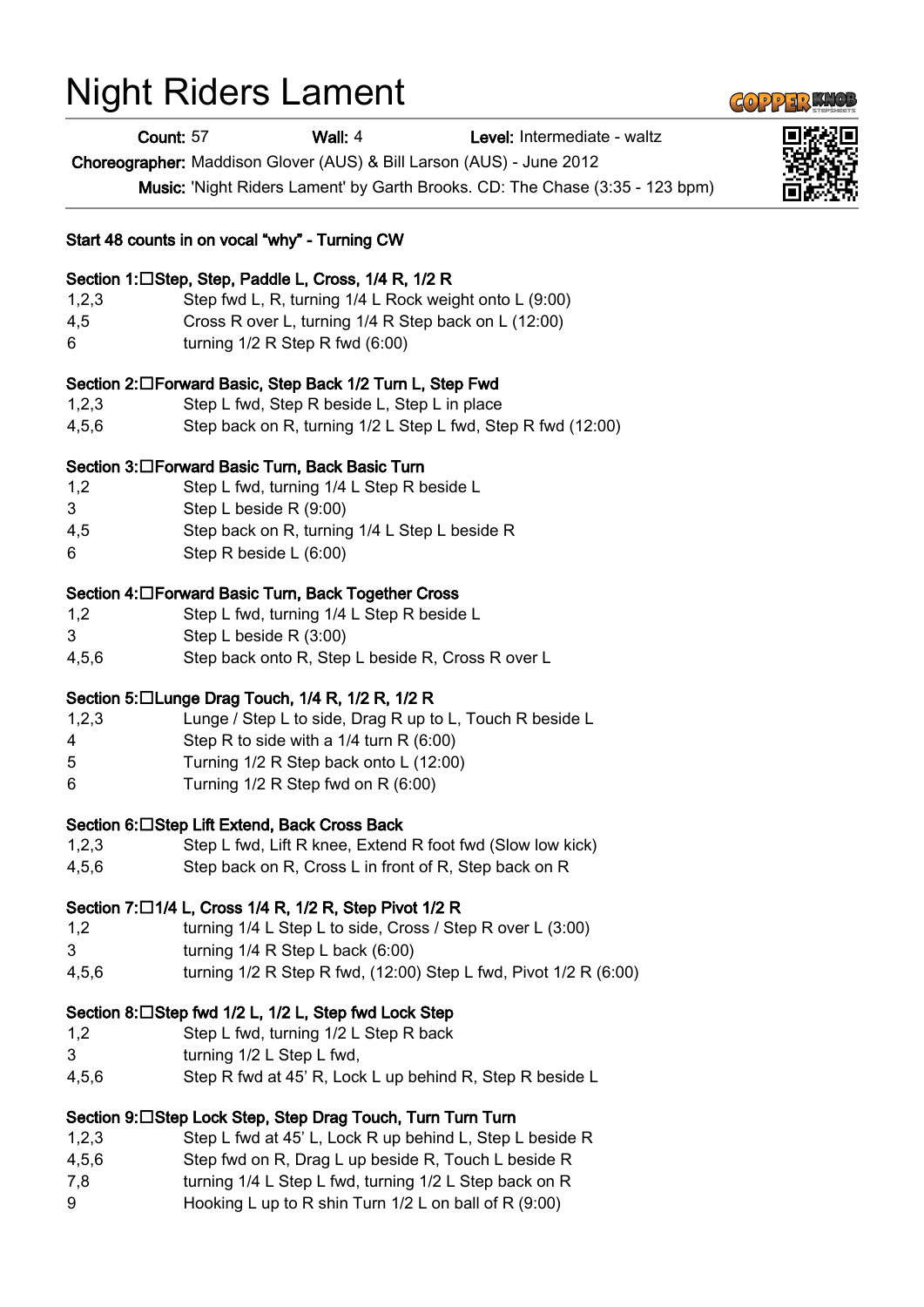# Night Riders Lament

**Count:** 57 **Wall:** 4 **Level:** Intermediate - waltz

**Choreographer:** Maddison Glover (AUS) & Bill Larson (AUS) - June 2012

**Music:** 'Night Riders Lament' by Garth Brooks. CD: The Chase (3:35 - 123 bpm)

**Start 48 counts in on vocal "why" - Turning CW**

**Section 1: Step, Step, Paddle L, Cross, 1/4 R, 1/2 R**

| | |
|---|---|
| 1,2,3 | Step fwd L, R, turning 1/4 L Rock weight onto L (9:00) |
| 4,5 | Cross R over L, turning 1/4 R Step back on L (12:00) |
| 6 | turning 1/2 R Step R fwd (6:00) |

**Section 2: Forward Basic, Step Back 1/2 Turn L, Step Fwd**

| | |
|---|---|
| 1,2,3 | Step L fwd, Step R beside L, Step L in place |
| 4,5,6 | Step back on R, turning 1/2 L Step L fwd, Step R fwd (12:00) |

**Section 3: Forward Basic Turn, Back Basic Turn**

| | |
|---|---|
| 1,2 | Step L fwd, turning 1/4 L Step R beside L |
| 3 | Step L beside R (9:00) |
| 4,5 | Step back on R, turning 1/4 L Step L beside R |
| 6 | Step R beside L (6:00) |

**Section 4: Forward Basic Turn, Back Together Cross**

| | |
|---|---|
| 1,2 | Step L fwd, turning 1/4 L Step R beside L |
| 3 | Step L beside R (3:00) |
| 4,5,6 | Step back onto R, Step L beside R, Cross R over L |

**Section 5: Lunge Drag Touch, 1/4 R, 1/2 R, 1/2 R**

| | |
|---|---|
| 1,2,3 | Lunge / Step L to side, Drag R up to L, Touch R beside L |
| 4 | Step R to side with a 1/4 turn R (6:00) |
| 5 | Turning 1/2 R Step back onto L (12:00) |
| 6 | Turning 1/2 R Step fwd on R (6:00) |

**Section 6: Step Lift Extend, Back Cross Back**

| | |
|---|---|
| 1,2,3 | Step L fwd, Lift R knee, Extend R foot fwd (Slow low kick) |
| 4,5,6 | Step back on R, Cross L in front of R, Step back on R |

**Section 7: 1/4 L, Cross 1/4 R, 1/2 R, Step Pivot 1/2 R**

| | |
|---|---|
| 1,2 | turning 1/4 L Step L to side, Cross / Step R over L (3:00) |
| 3 | turning 1/4 R Step L back (6:00) |
| 4,5,6 | turning 1/2 R Step R fwd, (12:00) Step L fwd, Pivot 1/2 R (6:00) |

**Section 8: Step fwd 1/2 L, 1/2 L, Step fwd Lock Step**

| | |
|---|---|
| 1,2 | Step L fwd, turning 1/2 L Step R back |
| 3 | turning 1/2 L Step L fwd, |
| 4,5,6 | Step R fwd at 45' R, Lock L up behind R, Step R beside L |

**Section 9: Step Lock Step, Step Drag Touch, Turn Turn Turn**

| | |
|---|---|
| 1,2,3 | Step L fwd at 45' L, Lock R up behind L, Step L beside R |
| 4,5,6 | Step fwd on R, Drag L up beside R, Touch L beside R |
| 7,8 | turning 1/4 L Step L fwd, turning 1/2 L Step back on R |
| 9 | Hooking L up to R shin Turn 1/2 L on ball of R (9:00) |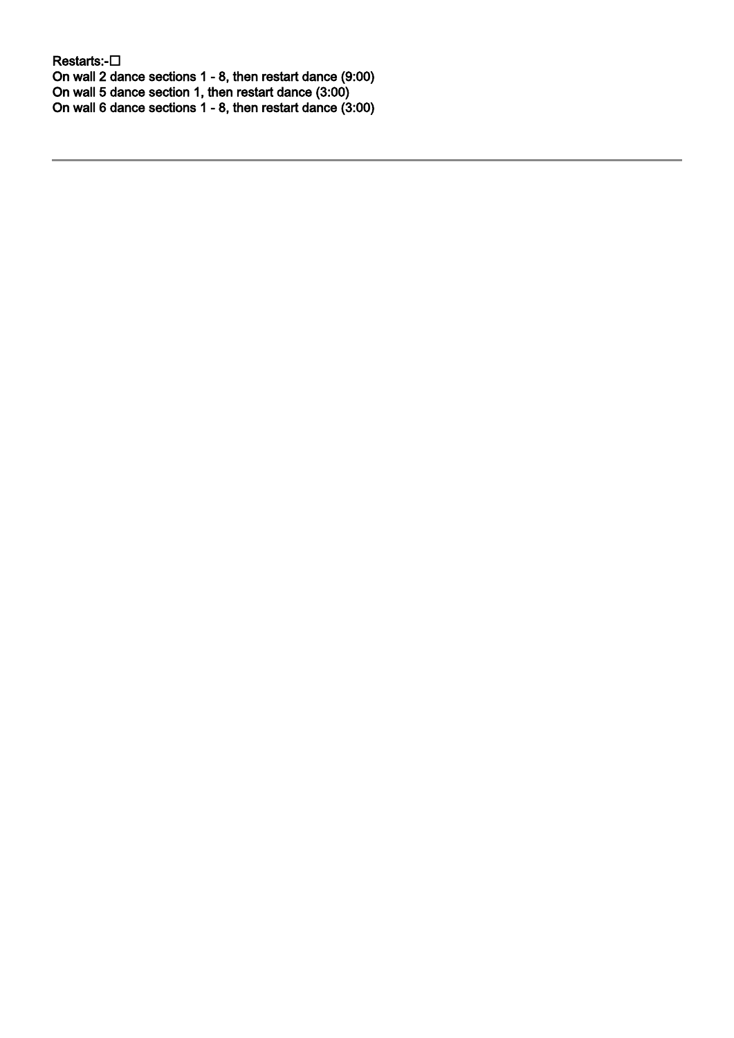Restarts:-☐
On wall 2 dance sections 1 - 8, then restart dance (9:00)
On wall 5 dance section 1, then restart dance (3:00)
On wall 6 dance sections 1 - 8, then restart dance (3:00)

---